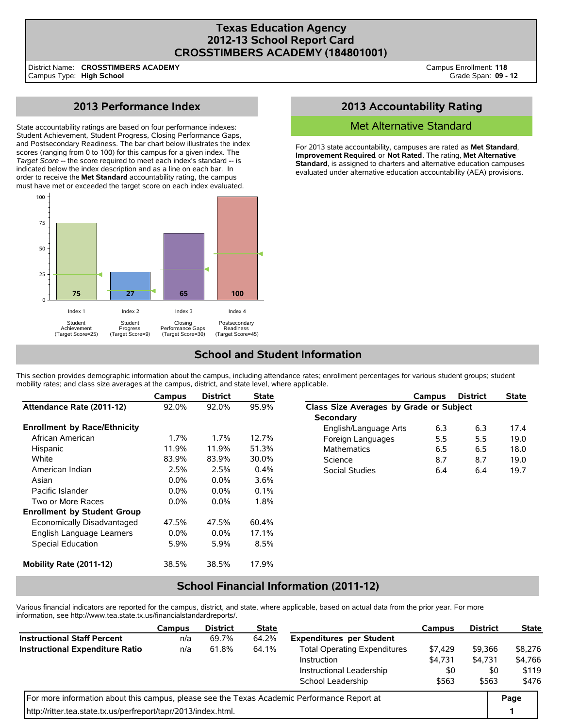# Texas Education Agency
# 2012-13 School Report Card
# CROSSTIMBERS ACADEMY (184801001)

District Name: **CROSSTIMBERS ACADEMY**
Campus Type: **High School**

Campus Enrollment: **118**
Grade Span: **09 - 12**

## 2013 Performance Index

State accountability ratings are based on four performance indexes: Student Achievement, Student Progress, Closing Performance Gaps, and Postsecondary Readiness. The bar chart below illustrates the index scores (ranging from 0 to 100) for this campus for a given index. The *Target Score* -- the score required to meet each index's standard -- is indicated below the index description and as a line on each bar. In order to receive the **Met Standard** accountability rating, the campus must have met or exceeded the target score on each index evaluated.

| Index | Description | Score | Target Score |
|---|---|---|---|
| Index 1 | Student Achievement | 75 | 25 |
| Index 2 | Student Progress | 27 | 9 |
| Index 3 | Closing Performance Gaps | 65 | 30 |
| Index 4 | Postsecondary Readiness | 100 | 45 |

## 2013 Accountability Rating

Met Alternative Standard

For 2013 state accountability, campuses are rated as **Met Standard**, **Improvement Required** or **Not Rated**. The rating, **Met Alternative Standard**, is assigned to charters and alternative education campuses evaluated under alternative education accountability (AEA) provisions.

## School and Student Information

This section provides demographic information about the campus, including attendance rates; enrollment percentages for various student groups; student mobility rates; and class size averages at the campus, district, and state level, where applicable.

| | Campus | District | State |
|---|---|---|---|
| **Attendance Rate (2011-12)** | 92.0% | 92.0% | 95.9% |
| **Enrollment by Race/Ethnicity** | | | |
| African American | 1.7% | 1.7% | 12.7% |
| Hispanic | 11.9% | 11.9% | 51.3% |
| White | 83.9% | 83.9% | 30.0% |
| American Indian | 2.5% | 2.5% | 0.4% |
| Asian | 0.0% | 0.0% | 3.6% |
| Pacific Islander | 0.0% | 0.0% | 0.1% |
| Two or More Races | 0.0% | 0.0% | 1.8% |
| **Enrollment by Student Group** | | | |
| Economically Disadvantaged | 47.5% | 47.5% | 60.4% |
| English Language Learners | 0.0% | 0.0% | 17.1% |
| Special Education | 5.9% | 5.9% | 8.5% |
| **Mobility Rate (2011-12)** | 38.5% | 38.5% | 17.9% |

| | Campus | District | State |
|---|---|---|---|
| **Class Size Averages by Grade or Subject** | | | |
| **Secondary** | | | |
| English/Language Arts | 6.3 | 6.3 | 17.4 |
| Foreign Languages | 5.5 | 5.5 | 19.0 |
| Mathematics | 6.5 | 6.5 | 18.0 |
| Science | 8.7 | 8.7 | 19.0 |
| Social Studies | 6.4 | 6.4 | 19.7 |

## School Financial Information (2011-12)

Various financial indicators are reported for the campus, district, and state, where applicable, based on actual data from the prior year. For more information, see http://www.tea.state.tx.us/financialstandardreports/.

| | Campus | District | State |
|---|---|---|---|
| **Instructional Staff Percent** | n/a | 69.7% | 64.2% |
| **Instructional Expenditure Ratio** | n/a | 61.8% | 64.1% |

| | Campus | District | State |
|---|---|---|---|
| **Expenditures per Student** | | | |
| Total Operating Expenditures | $7,429 | $9,366 | $8,276 |
| Instruction | $4,731 | $4,731 | $4,766 |
| Instructional Leadership | $0 | $0 | $119 |
| School Leadership | $563 | $563 | $476 |

For more information about this campus, please see the Texas Academic Performance Report at http://ritter.tea.state.tx.us/perfreport/tapr/2013/index.html.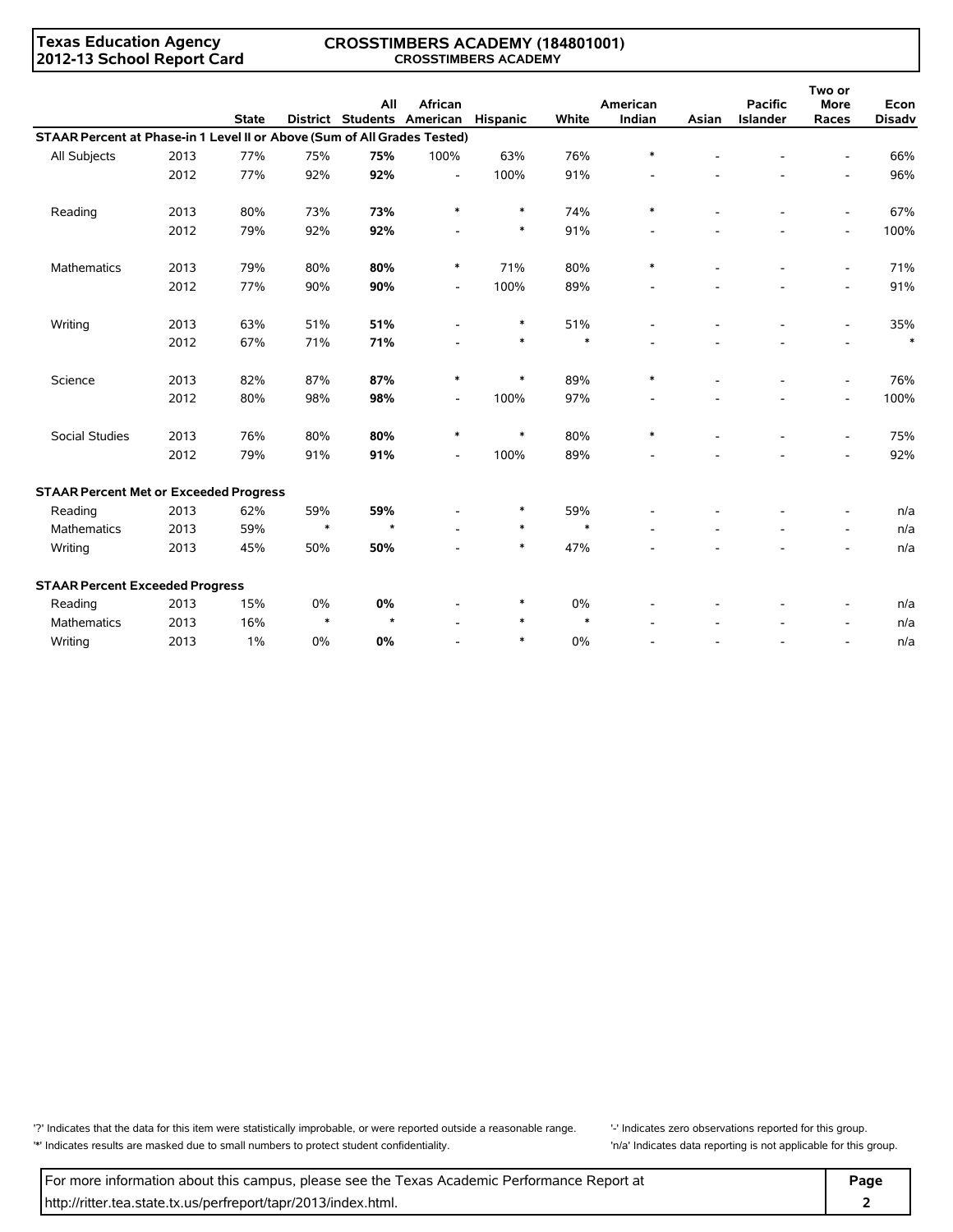Texas Education Agency
2012-13 School Report Card

CROSSTIMBERS ACADEMY (184801001)
CROSSTIMBERS ACADEMY

| | | State | District | All Students | African American | Hispanic | White | American Indian | Asian | Pacific Islander | Two or More Races | Econ Disadv |
|---|---|---|---|---|---|---|---|---|---|---|---|---|
| **STAAR Percent at Phase-in 1 Level II or Above (Sum of All Grades Tested)** | | | | | | | | | | | | |
| All Subjects | 2013 | 77% | 75% | **75%** | 100% | 63% | 76% | * | - | - | - | 66% |
| | 2012 | 77% | 92% | **92%** | - | 100% | 91% | - | - | - | - | 96% |
| Reading | 2013 | 80% | 73% | **73%** | * | * | 74% | * | - | - | - | 67% |
| | 2012 | 79% | 92% | **92%** | - | * | 91% | - | - | - | - | 100% |
| Mathematics | 2013 | 79% | 80% | **80%** | * | 71% | 80% | * | - | - | - | 71% |
| | 2012 | 77% | 90% | **90%** | - | 100% | 89% | - | - | - | - | 91% |
| Writing | 2013 | 63% | 51% | **51%** | - | * | 51% | - | - | - | - | 35% |
| | 2012 | 67% | 71% | **71%** | - | * | * | - | - | - | - | * |
| Science | 2013 | 82% | 87% | **87%** | * | * | 89% | * | - | - | - | 76% |
| | 2012 | 80% | 98% | **98%** | - | 100% | 97% | - | - | - | - | 100% |
| Social Studies | 2013 | 76% | 80% | **80%** | * | * | 80% | * | - | - | - | 75% |
| | 2012 | 79% | 91% | **91%** | - | 100% | 89% | - | - | - | - | 92% |
| **STAAR Percent Met or Exceeded Progress** | | | | | | | | | | | | |
| Reading | 2013 | 62% | 59% | **59%** | - | * | 59% | - | - | - | - | n/a |
| Mathematics | 2013 | 59% | * | * | - | * | * | - | - | - | - | n/a |
| Writing | 2013 | 45% | 50% | **50%** | - | * | 47% | - | - | - | - | n/a |
| **STAAR Percent Exceeded Progress** | | | | | | | | | | | | |
| Reading | 2013 | 15% | 0% | **0%** | - | * | 0% | - | - | - | - | n/a |
| Mathematics | 2013 | 16% | * | * | - | * | * | - | - | - | - | n/a |
| Writing | 2013 | 1% | 0% | **0%** | - | * | 0% | - | - | - | - | n/a |

'?' Indicates that the data for this item were statistically improbable, or were reported outside a reasonable range.
'*' Indicates results are masked due to small numbers to protect student confidentiality.
'-' Indicates zero observations reported for this group.
'n/a' Indicates data reporting is not applicable for this group.

For more information about this campus, please see the Texas Academic Performance Report at http://ritter.tea.state.tx.us/perfreport/tapr/2013/index.html.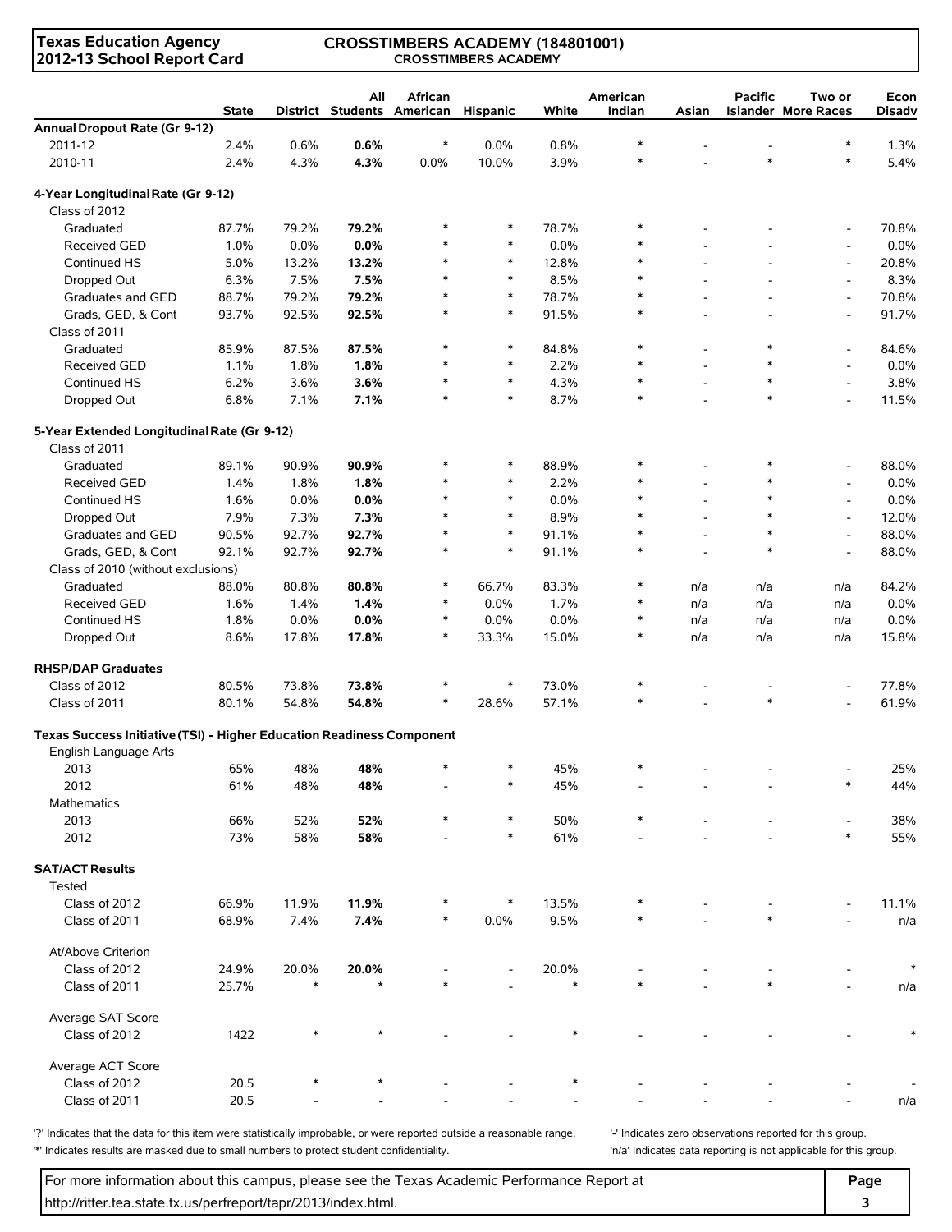Texas Education Agency
2012-13 School Report Card

CROSSTIMBERS ACADEMY (184801001)
CROSSTIMBERS ACADEMY

| | State | District | All Students | African American | Hispanic | White | American Indian | Asian | Pacific Islander | Two or More Races | Econ Disadv |
|---|---|---|---|---|---|---|---|---|---|---|---|
| **Annual Dropout Rate (Gr 9-12)** | | | | | | | | | | | |
| 2011-12 | 2.4% | 0.6% | **0.6%** | * | 0.0% | 0.8% | * | - | - | * | 1.3% |
| 2010-11 | 2.4% | 4.3% | **4.3%** | 0.0% | 10.0% | 3.9% | * | - | * | * | 5.4% |
| **4-Year Longitudinal Rate (Gr 9-12)** | | | | | | | | | | | |
| Class of 2012 | | | | | | | | | | | |
| Graduated | 87.7% | 79.2% | **79.2%** | * | * | 78.7% | * | - | - | - | 70.8% |
| Received GED | 1.0% | 0.0% | **0.0%** | * | * | 0.0% | * | - | - | - | 0.0% |
| Continued HS | 5.0% | 13.2% | **13.2%** | * | * | 12.8% | * | - | - | - | 20.8% |
| Dropped Out | 6.3% | 7.5% | **7.5%** | * | * | 8.5% | * | - | - | - | 8.3% |
| Graduates and GED | 88.7% | 79.2% | **79.2%** | * | * | 78.7% | * | - | - | - | 70.8% |
| Grads, GED, & Cont | 93.7% | 92.5% | **92.5%** | * | * | 91.5% | * | - | - | - | 91.7% |
| Class of 2011 | | | | | | | | | | | |
| Graduated | 85.9% | 87.5% | **87.5%** | * | * | 84.8% | * | - | * | - | 84.6% |
| Received GED | 1.1% | 1.8% | **1.8%** | * | * | 2.2% | * | - | * | - | 0.0% |
| Continued HS | 6.2% | 3.6% | **3.6%** | * | * | 4.3% | * | - | * | - | 3.8% |
| Dropped Out | 6.8% | 7.1% | **7.1%** | * | * | 8.7% | * | - | * | - | 11.5% |
| **5-Year Extended Longitudinal Rate (Gr 9-12)** | | | | | | | | | | | |
| Class of 2011 | | | | | | | | | | | |
| Graduated | 89.1% | 90.9% | **90.9%** | * | * | 88.9% | * | - | * | - | 88.0% |
| Received GED | 1.4% | 1.8% | **1.8%** | * | * | 2.2% | * | - | * | - | 0.0% |
| Continued HS | 1.6% | 0.0% | **0.0%** | * | * | 0.0% | * | - | * | - | 0.0% |
| Dropped Out | 7.9% | 7.3% | **7.3%** | * | * | 8.9% | * | - | * | - | 12.0% |
| Graduates and GED | 90.5% | 92.7% | **92.7%** | * | * | 91.1% | * | - | * | - | 88.0% |
| Grads, GED, & Cont | 92.1% | 92.7% | **92.7%** | * | * | 91.1% | * | - | * | - | 88.0% |
| Class of 2010 (without exclusions) | | | | | | | | | | | |
| Graduated | 88.0% | 80.8% | **80.8%** | * | 66.7% | 83.3% | * | n/a | n/a | n/a | 84.2% |
| Received GED | 1.6% | 1.4% | **1.4%** | * | 0.0% | 1.7% | * | n/a | n/a | n/a | 0.0% |
| Continued HS | 1.8% | 0.0% | **0.0%** | * | 0.0% | 0.0% | * | n/a | n/a | n/a | 0.0% |
| Dropped Out | 8.6% | 17.8% | **17.8%** | * | 33.3% | 15.0% | * | n/a | n/a | n/a | 15.8% |
| **RHSP/DAP Graduates** | | | | | | | | | | | |
| Class of 2012 | 80.5% | 73.8% | **73.8%** | * | * | 73.0% | * | - | - | - | 77.8% |
| Class of 2011 | 80.1% | 54.8% | **54.8%** | * | 28.6% | 57.1% | * | - | * | - | 61.9% |
| **Texas Success Initiative (TSI) - Higher Education Readiness Component** | | | | | | | | | | | |
| English Language Arts | | | | | | | | | | | |
| 2013 | 65% | 48% | **48%** | * | * | 45% | * | - | - | - | 25% |
| 2012 | 61% | 48% | **48%** | - | * | 45% | - | - | - | * | 44% |
| Mathematics | | | | | | | | | | | |
| 2013 | 66% | 52% | **52%** | * | * | 50% | * | - | - | - | 38% |
| 2012 | 73% | 58% | **58%** | - | * | 61% | - | - | - | * | 55% |
| **SAT/ACT Results** | | | | | | | | | | | |
| Tested | | | | | | | | | | | |
| Class of 2012 | 66.9% | 11.9% | **11.9%** | * | * | 13.5% | * | - | - | - | 11.1% |
| Class of 2011 | 68.9% | 7.4% | **7.4%** | * | 0.0% | 9.5% | * | - | * | - | n/a |
| At/Above Criterion | | | | | | | | | | | |
| Class of 2012 | 24.9% | 20.0% | **20.0%** | - | - | 20.0% | - | - | - | - | * |
| Class of 2011 | 25.7% | * | * | * | - | * | * | - | * | - | n/a |
| Average SAT Score | | | | | | | | | | | |
| Class of 2012 | 1422 | * | * | - | - | * | - | - | - | - | * |
| Average ACT Score | | | | | | | | | | | |
| Class of 2012 | 20.5 | * | * | - | - | * | - | - | - | - | - |
| Class of 2011 | 20.5 | - | **-** | - | - | - | - | - | - | - | n/a |

'?' Indicates that the data for this item were statistically improbable, or were reported outside a reasonable range.
'*' Indicates results are masked due to small numbers to protect student confidentiality.
'-' Indicates zero observations reported for this group.
'n/a' Indicates data reporting is not applicable for this group.

For more information about this campus, please see the Texas Academic Performance Report at http://ritter.tea.state.tx.us/perfreport/tapr/2013/index.html.